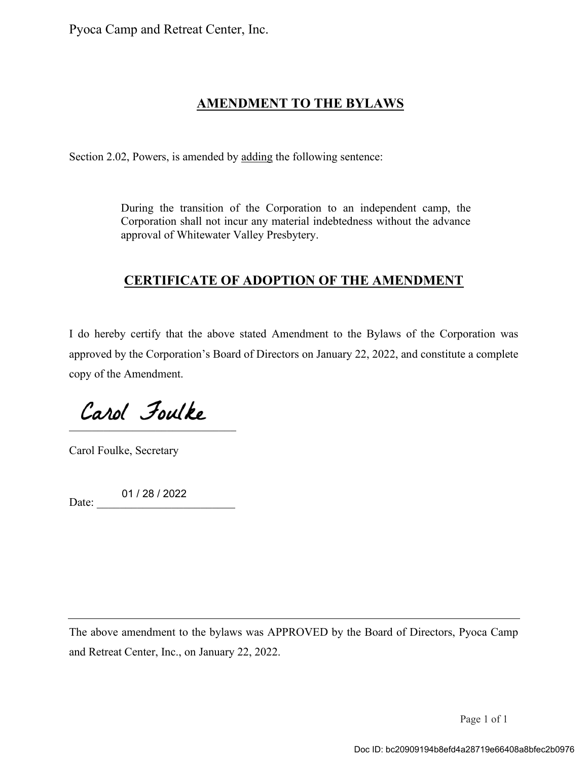Pyoca Camp and Retreat Center, Inc.

## AMENDMENT TO THE BYLAWS

Section 2.02, Powers, is amended by adding the following sentence:

> During the transition of the Corporation to an independent camp, the Corporation shall not incur any material indebtedness without the advance approval of Whitewater Valley Presbytery.

## CERTIFICATE OF ADOPTION OF THE AMENDMENT

I do hereby certify that the above stated Amendment to the Bylaws of the Corporation was approved by the Corporation's Board of Directors on January 22, 2022, and constitute a complete copy of the Amendment.

Carol Foulke

Carol Foulke, Secretary

Date: 01 / 28 / 2022

---

The above amendment to the bylaws was APPROVED by the Board of Directors, Pyoca Camp and Retreat Center, Inc., on January 22, 2022.

Doc ID: bc20909194b8efd4a28719e66408a8bfec2b0976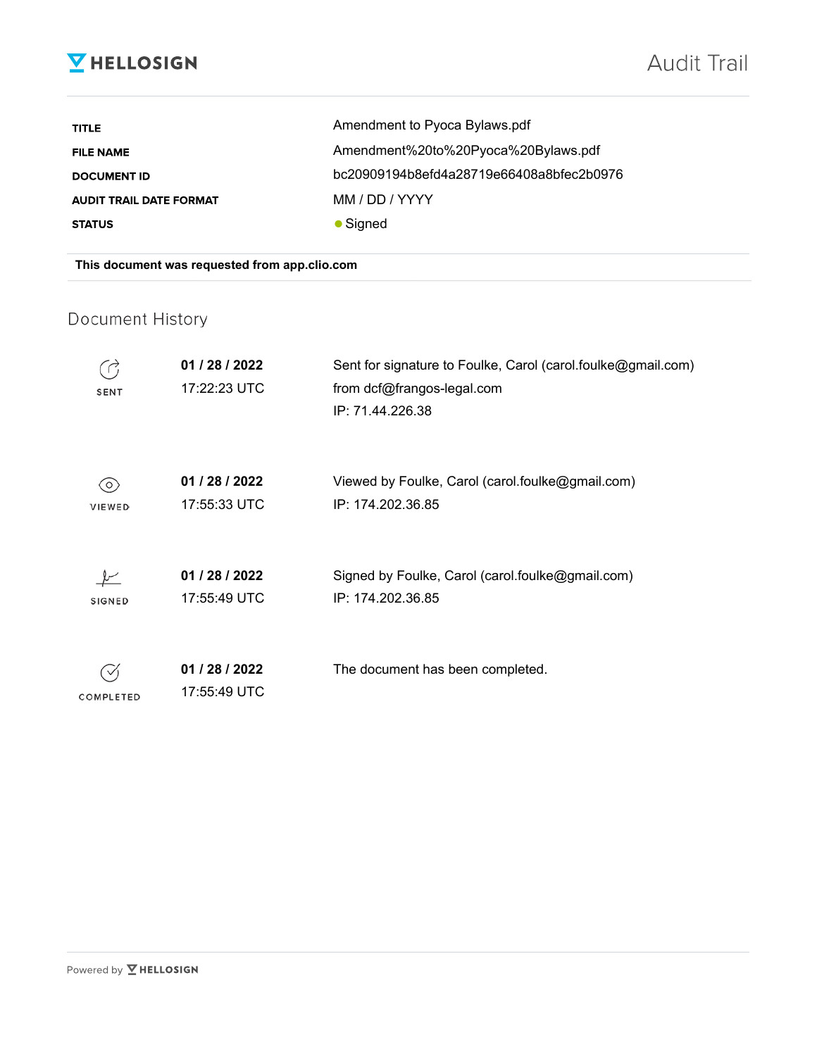HELLOSIGN

# Audit Trail

| | |
|---|---|
| **TITLE** | Amendment to Pyoca Bylaws.pdf |
| **FILE NAME** | Amendment%20to%20Pyoca%20Bylaws.pdf |
| **DOCUMENT ID** | bc20909194b8efd4a28719e66408a8bfec2b0976 |
| **AUDIT TRAIL DATE FORMAT** | MM / DD / YYYY |
| **STATUS** | ● Signed |

**This document was requested from app.clio.com**

## Document History

| | | |
|---|---|---|
| SENT | **01 / 28 / 2022**<br>17:22:23 UTC | Sent for signature to Foulke, Carol (carol.foulke@gmail.com)<br>from dcf@frangos-legal.com<br>IP: 71.44.226.38 |
| VIEWED | **01 / 28 / 2022**<br>17:55:33 UTC | Viewed by Foulke, Carol (carol.foulke@gmail.com)<br>IP: 174.202.36.85 |
| SIGNED | **01 / 28 / 2022**<br>17:55:49 UTC | Signed by Foulke, Carol (carol.foulke@gmail.com)<br>IP: 174.202.36.85 |
| COMPLETED | **01 / 28 / 2022**<br>17:55:49 UTC | The document has been completed. |

Powered by HELLOSIGN